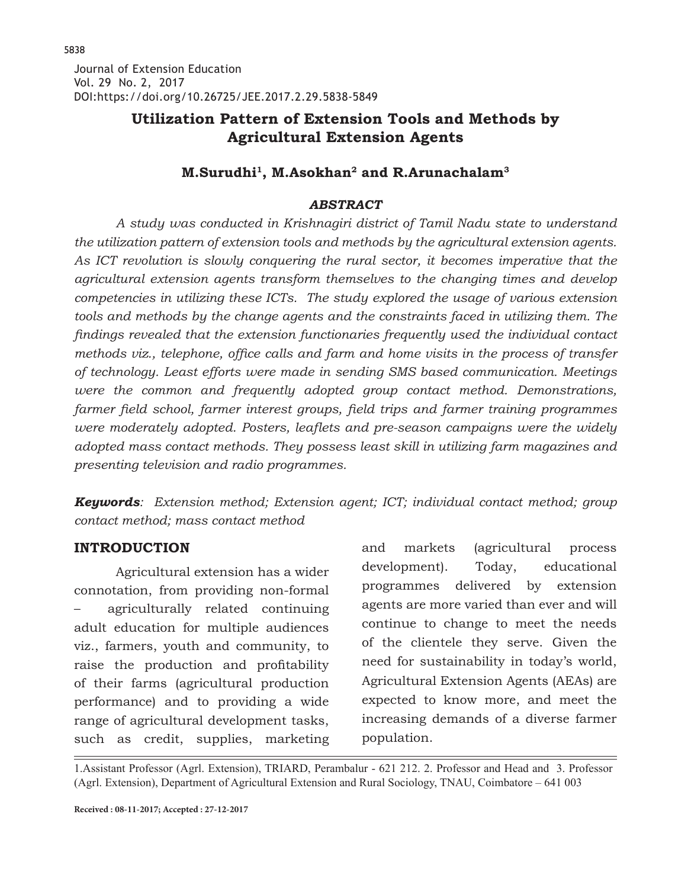# Utilization Pattern of Extension Tools and Methods by Agricultural Extension Agents

**M.Surudhi[1], M.Asokhan[2] and R.Arunachalam[3]**

### *ABSTRACT*

*A study was conducted in Krishnagiri district of Tamil Nadu state to understand the utilization pattern of extension tools and methods by the agricultural extension agents. As ICT revolution is slowly conquering the rural sector, it becomes imperative that the agricultural extension agents transform themselves to the changing times and develop competencies in utilizing these ICTs. The study explored the usage of various extension tools and methods by the change agents and the constraints faced in utilizing them. The findings revealed that the extension functionaries frequently used the individual contact methods viz., telephone, office calls and farm and home visits in the process of transfer of technology. Least efforts were made in sending SMS based communication. Meetings were the common and frequently adopted group contact method. Demonstrations, farmer field school, farmer interest groups, field trips and farmer training programmes were moderately adopted. Posters, leaflets and pre-season campaigns were the widely adopted mass contact methods. They possess least skill in utilizing farm magazines and presenting television and radio programmes.*

***Keywords**: Extension method; Extension agent; ICT; individual contact method; group contact method; mass contact method*

## INTRODUCTION

Agricultural extension has a wider connotation, from providing non-formal – agriculturally related continuing adult education for multiple audiences viz., farmers, youth and community, to raise the production and profitability of their farms (agricultural production performance) and to providing a wide range of agricultural development tasks, such as credit, supplies, marketing and markets (agricultural process development). Today, educational programmes delivered by extension agents are more varied than ever and will continue to change to meet the needs of the clientele they serve. Given the need for sustainability in today's world, Agricultural Extension Agents (AEAs) are expected to know more, and meet the increasing demands of a diverse farmer population.

1.Assistant Professor (Agrl. Extension), TRIARD, Perambalur - 621 212. 2. Professor and Head and 3. Professor (Agrl. Extension), Department of Agricultural Extension and Rural Sociology, TNAU, Coimbatore – 641 003

**Received : 08-11-2017; Accepted : 27-12-2017**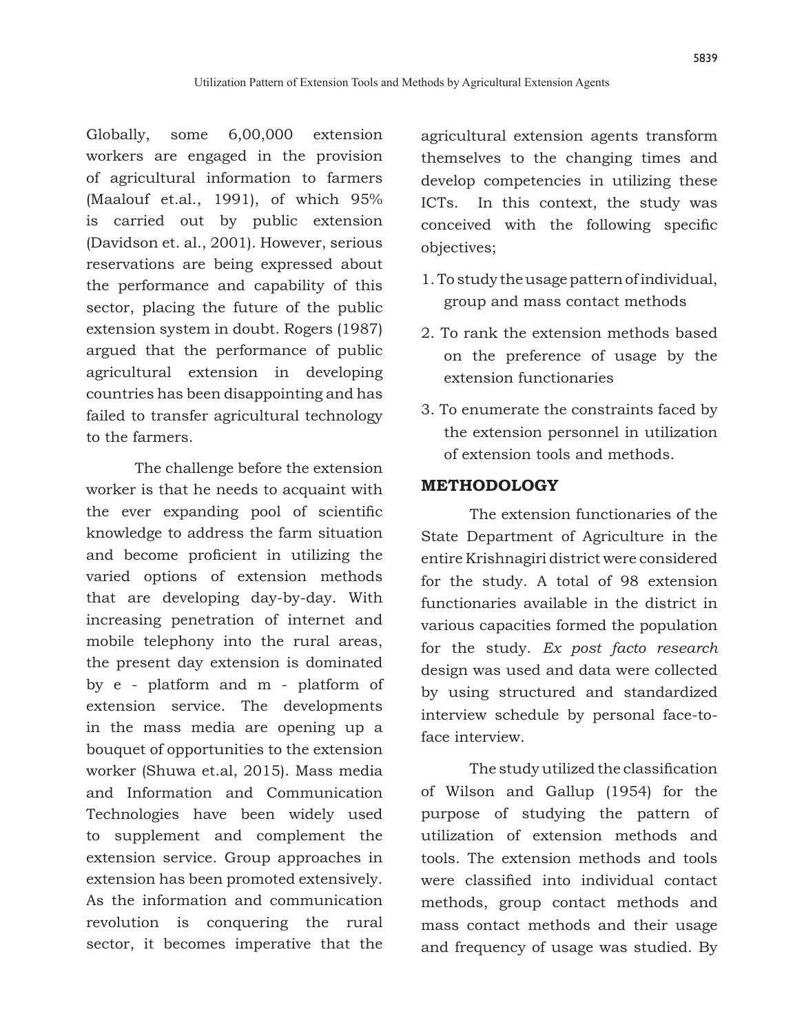Globally, some 6,00,000 extension workers are engaged in the provision of agricultural information to farmers (Maalouf et.al., 1991), of which 95% is carried out by public extension (Davidson et. al., 2001). However, serious reservations are being expressed about the performance and capability of this sector, placing the future of the public extension system in doubt. Rogers (1987) argued that the performance of public agricultural extension in developing countries has been disappointing and has failed to transfer agricultural technology to the farmers.

The challenge before the extension worker is that he needs to acquaint with the ever expanding pool of scientific knowledge to address the farm situation and become proficient in utilizing the varied options of extension methods that are developing day-by-day. With increasing penetration of internet and mobile telephony into the rural areas, the present day extension is dominated by e - platform and m - platform of extension service. The developments in the mass media are opening up a bouquet of opportunities to the extension worker (Shuwa et.al, 2015). Mass media and Information and Communication Technologies have been widely used to supplement and complement the extension service. Group approaches in extension has been promoted extensively. As the information and communication revolution is conquering the rural sector, it becomes imperative that the agricultural extension agents transform themselves to the changing times and develop competencies in utilizing these ICTs. In this context, the study was conceived with the following specific objectives;

1. To study the usage pattern of individual, group and mass contact methods
2. To rank the extension methods based on the preference of usage by the extension functionaries
3. To enumerate the constraints faced by the extension personnel in utilization of extension tools and methods.

## METHODOLOGY

The extension functionaries of the State Department of Agriculture in the entire Krishnagiri district were considered for the study. A total of 98 extension functionaries available in the district in various capacities formed the population for the study. *Ex post facto research* design was used and data were collected by using structured and standardized interview schedule by personal face-to-face interview.

The study utilized the classification of Wilson and Gallup (1954) for the purpose of studying the pattern of utilization of extension methods and tools. The extension methods and tools were classified into individual contact methods, group contact methods and mass contact methods and their usage and frequency of usage was studied. By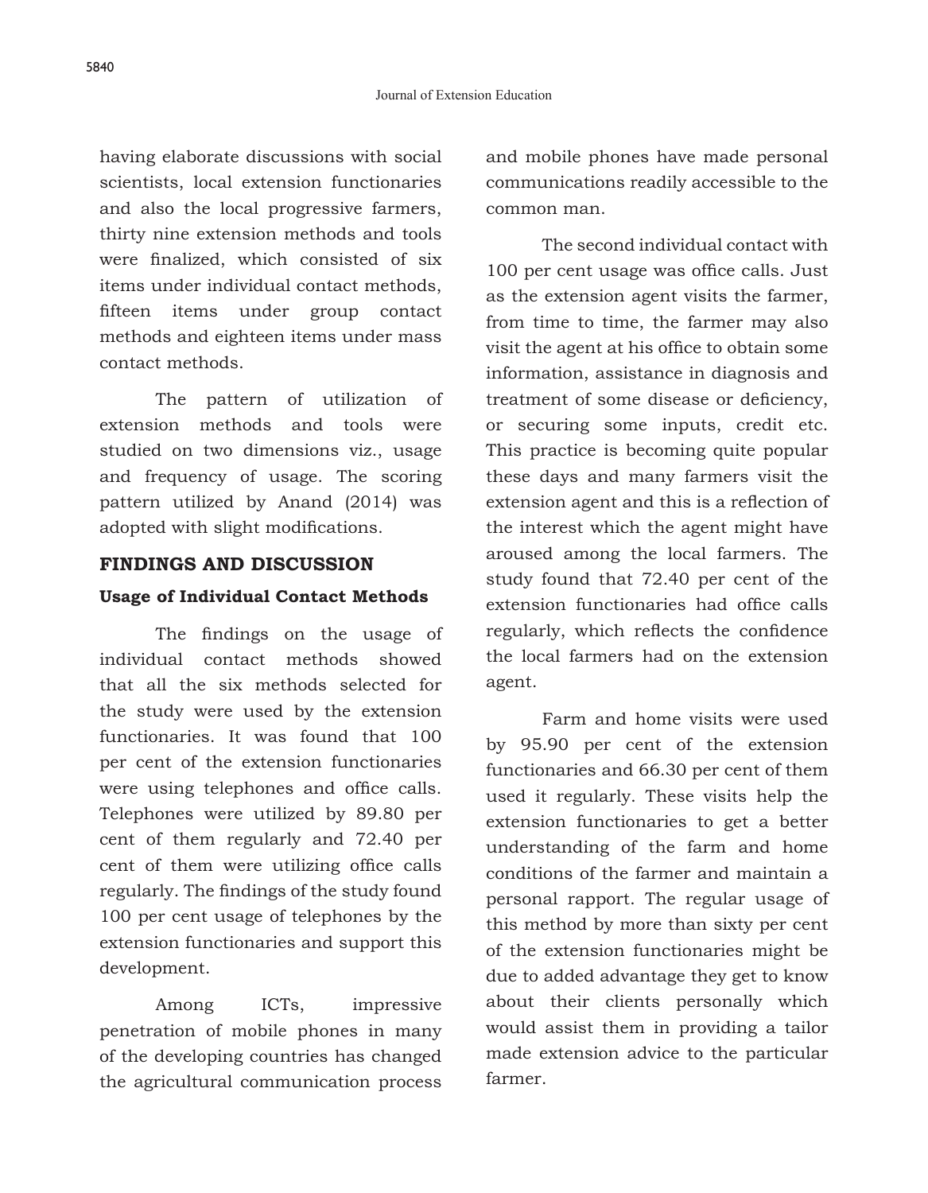having elaborate discussions with social scientists, local extension functionaries and also the local progressive farmers, thirty nine extension methods and tools were finalized, which consisted of six items under individual contact methods, fifteen items under group contact methods and eighteen items under mass contact methods.

The pattern of utilization of extension methods and tools were studied on two dimensions viz., usage and frequency of usage. The scoring pattern utilized by Anand (2014) was adopted with slight modifications.

## FINDINGS AND DISCUSSION

### Usage of Individual Contact Methods

The findings on the usage of individual contact methods showed that all the six methods selected for the study were used by the extension functionaries. It was found that 100 per cent of the extension functionaries were using telephones and office calls. Telephones were utilized by 89.80 per cent of them regularly and 72.40 per cent of them were utilizing office calls regularly. The findings of the study found 100 per cent usage of telephones by the extension functionaries and support this development.

Among ICTs, impressive penetration of mobile phones in many of the developing countries has changed the agricultural communication process and mobile phones have made personal communications readily accessible to the common man.

The second individual contact with 100 per cent usage was office calls. Just as the extension agent visits the farmer, from time to time, the farmer may also visit the agent at his office to obtain some information, assistance in diagnosis and treatment of some disease or deficiency, or securing some inputs, credit etc. This practice is becoming quite popular these days and many farmers visit the extension agent and this is a reflection of the interest which the agent might have aroused among the local farmers. The study found that 72.40 per cent of the extension functionaries had office calls regularly, which reflects the confidence the local farmers had on the extension agent.

Farm and home visits were used by 95.90 per cent of the extension functionaries and 66.30 per cent of them used it regularly. These visits help the extension functionaries to get a better understanding of the farm and home conditions of the farmer and maintain a personal rapport. The regular usage of this method by more than sixty per cent of the extension functionaries might be due to added advantage they get to know about their clients personally which would assist them in providing a tailor made extension advice to the particular farmer.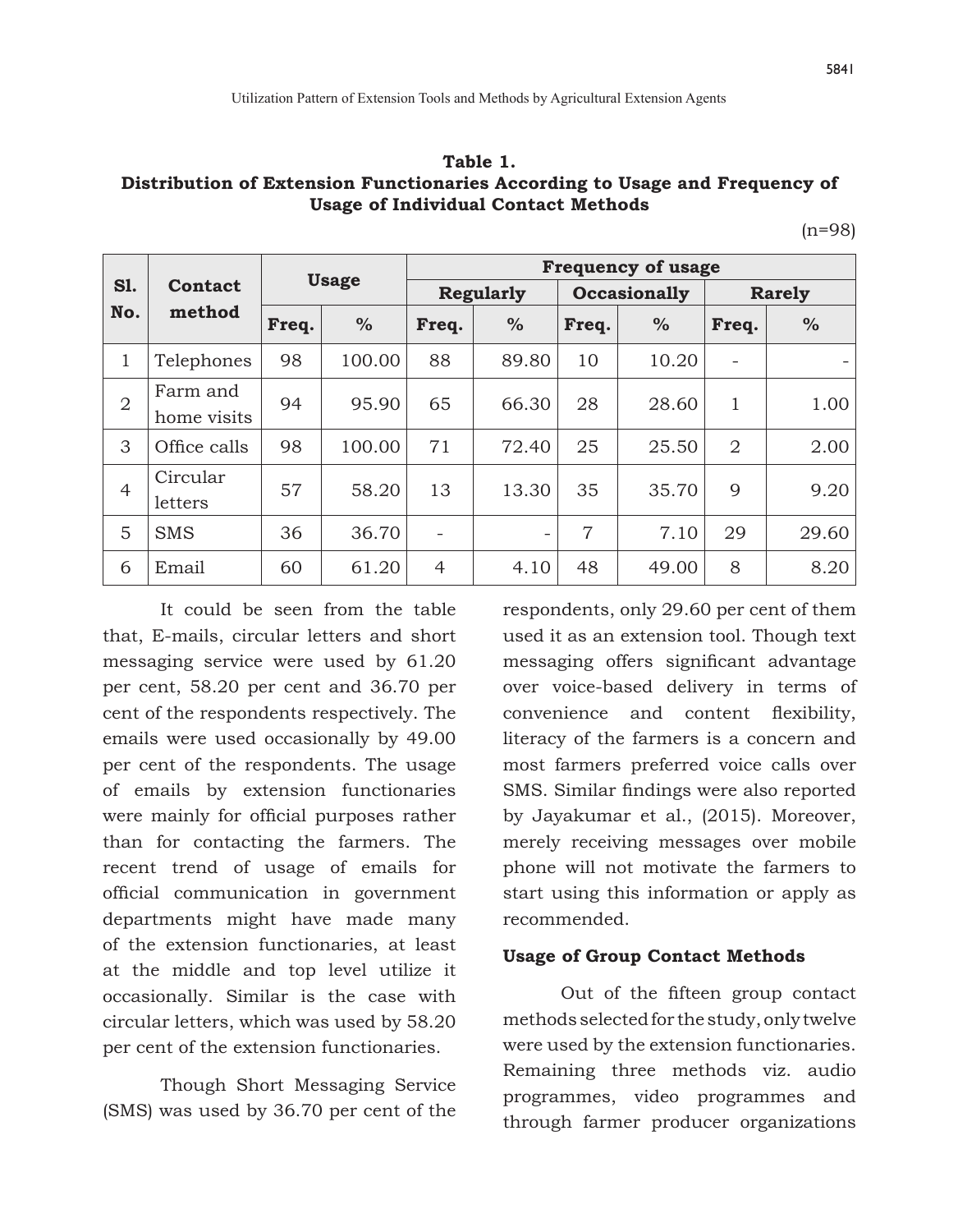**Table 1.**
**Distribution of Extension Functionaries According to Usage and Frequency of Usage of Individual Contact Methods**

(n=98)

| Sl. No. | Contact method | Usage | | Frequency of usage | | | | | |
|---|---|---|---|---|---|---|---|---|---|
| | | | | Regularly | | Occasionally | | Rarely | |
| | | Freq. | % | Freq. | % | Freq. | % | Freq. | % |
| 1 | Telephones | 98 | 100.00 | 88 | 89.80 | 10 | 10.20 | - | - |
| 2 | Farm and home visits | 94 | 95.90 | 65 | 66.30 | 28 | 28.60 | 1 | 1.00 |
| 3 | Office calls | 98 | 100.00 | 71 | 72.40 | 25 | 25.50 | 2 | 2.00 |
| 4 | Circular letters | 57 | 58.20 | 13 | 13.30 | 35 | 35.70 | 9 | 9.20 |
| 5 | SMS | 36 | 36.70 | - | - | 7 | 7.10 | 29 | 29.60 |
| 6 | Email | 60 | 61.20 | 4 | 4.10 | 48 | 49.00 | 8 | 8.20 |

It could be seen from the table that, E-mails, circular letters and short messaging service were used by 61.20 per cent, 58.20 per cent and 36.70 per cent of the respondents respectively. The emails were used occasionally by 49.00 per cent of the respondents. The usage of emails by extension functionaries were mainly for official purposes rather than for contacting the farmers. The recent trend of usage of emails for official communication in government departments might have made many of the extension functionaries, at least at the middle and top level utilize it occasionally. Similar is the case with circular letters, which was used by 58.20 per cent of the extension functionaries.

Though Short Messaging Service (SMS) was used by 36.70 per cent of the respondents, only 29.60 per cent of them used it as an extension tool. Though text messaging offers significant advantage over voice-based delivery in terms of convenience and content flexibility, literacy of the farmers is a concern and most farmers preferred voice calls over SMS. Similar findings were also reported by Jayakumar et al., (2015). Moreover, merely receiving messages over mobile phone will not motivate the farmers to start using this information or apply as recommended.

### Usage of Group Contact Methods

Out of the fifteen group contact methods selected for the study, only twelve were used by the extension functionaries. Remaining three methods viz. audio programmes, video programmes and through farmer producer organizations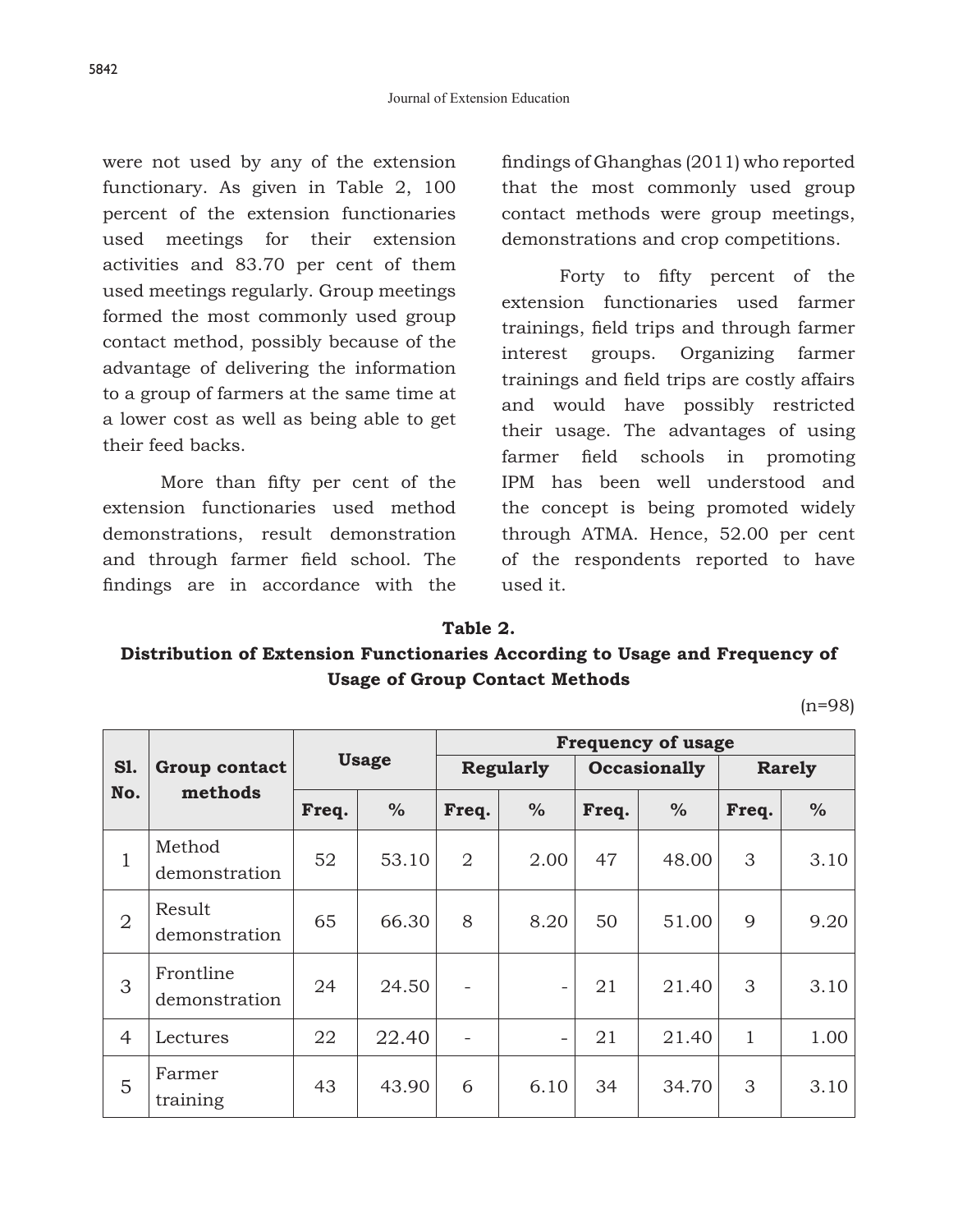were not used by any of the extension functionary. As given in Table 2, 100 percent of the extension functionaries used meetings for their extension activities and 83.70 per cent of them used meetings regularly. Group meetings formed the most commonly used group contact method, possibly because of the advantage of delivering the information to a group of farmers at the same time at a lower cost as well as being able to get their feed backs.

More than fifty per cent of the extension functionaries used method demonstrations, result demonstration and through farmer field school. The findings are in accordance with the findings of Ghanghas (2011) who reported that the most commonly used group contact methods were group meetings, demonstrations and crop competitions.

Forty to fifty percent of the extension functionaries used farmer trainings, field trips and through farmer interest groups. Organizing farmer trainings and field trips are costly affairs and would have possibly restricted their usage. The advantages of using farmer field schools in promoting IPM has been well understood and the concept is being promoted widely through ATMA. Hence, 52.00 per cent of the respondents reported to have used it.

**Table 2.**
**Distribution of Extension Functionaries According to Usage and Frequency of Usage of Group Contact Methods**

(n=98)

| Sl. No. | Group contact methods | Usage | | Frequency of usage | | | | | |
|---|---|---|---|---|---|---|---|---|---|
| | | | | Regularly | | Occasionally | | Rarely | |
| | | Freq. | % | Freq. | % | Freq. | % | Freq. | % |
| 1 | Method demonstration | 52 | 53.10 | 2 | 2.00 | 47 | 48.00 | 3 | 3.10 |
| 2 | Result demonstration | 65 | 66.30 | 8 | 8.20 | 50 | 51.00 | 9 | 9.20 |
| 3 | Frontline demonstration | 24 | 24.50 | - | - | 21 | 21.40 | 3 | 3.10 |
| 4 | Lectures | 22 | 22.40 | - | - | 21 | 21.40 | 1 | 1.00 |
| 5 | Farmer training | 43 | 43.90 | 6 | 6.10 | 34 | 34.70 | 3 | 3.10 |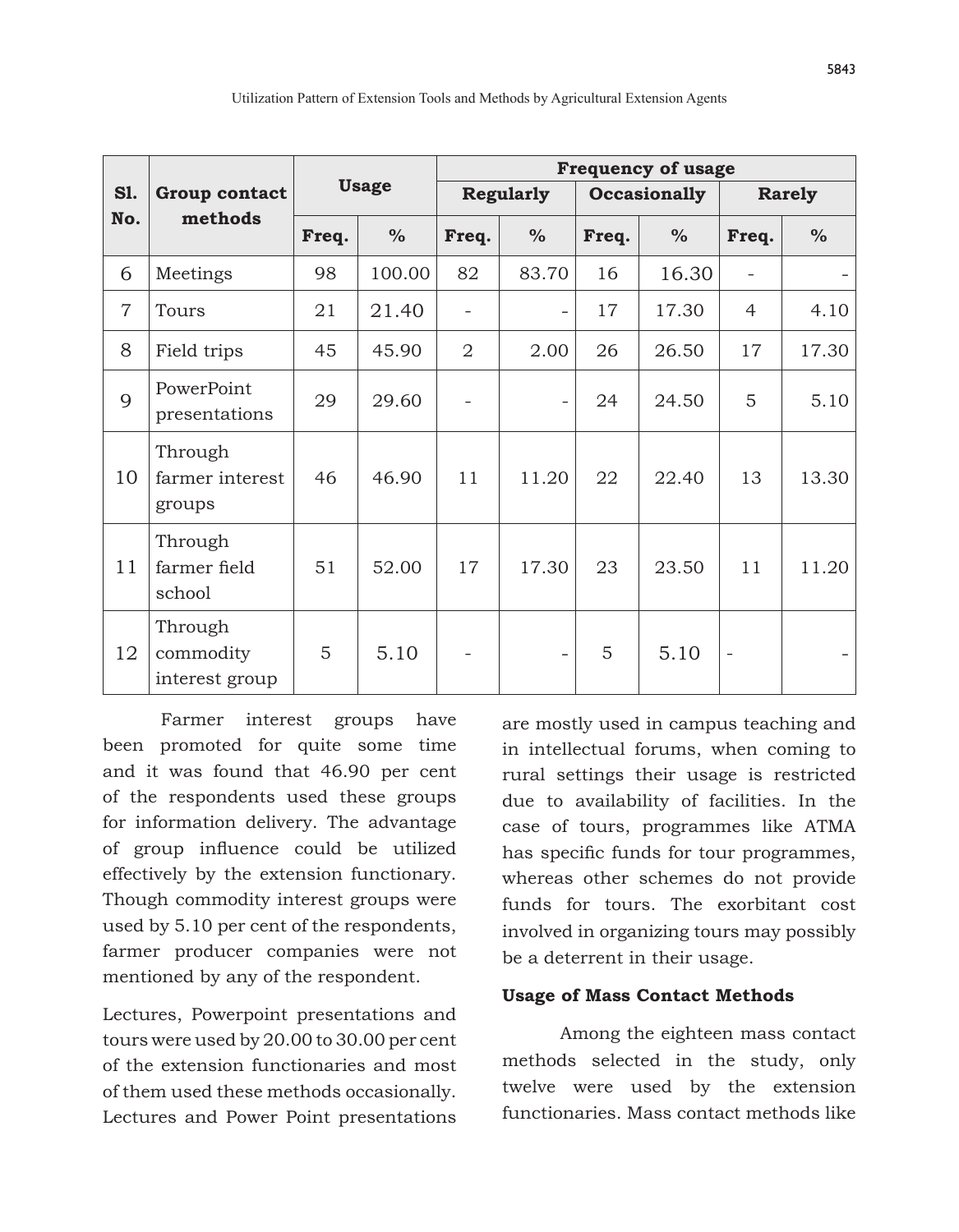| Sl. No. | Group contact methods | Usage | | Frequency of usage | | | | | |
|---|---|---|---|---|---|---|---|---|---|
| | | | | Regularly | | Occasionally | | Rarely | |
| | | Freq. | % | Freq. | % | Freq. | % | Freq. | % |
| 6 | Meetings | 98 | 100.00 | 82 | 83.70 | 16 | 16.30 | - | - |
| 7 | Tours | 21 | 21.40 | - | - | 17 | 17.30 | 4 | 4.10 |
| 8 | Field trips | 45 | 45.90 | 2 | 2.00 | 26 | 26.50 | 17 | 17.30 |
| 9 | PowerPoint presentations | 29 | 29.60 | - | - | 24 | 24.50 | 5 | 5.10 |
| 10 | Through farmer interest groups | 46 | 46.90 | 11 | 11.20 | 22 | 22.40 | 13 | 13.30 |
| 11 | Through farmer field school | 51 | 52.00 | 17 | 17.30 | 23 | 23.50 | 11 | 11.20 |
| 12 | Through commodity interest group | 5 | 5.10 | - | - | 5 | 5.10 | - | - |

Farmer interest groups have been promoted for quite some time and it was found that 46.90 per cent of the respondents used these groups for information delivery. The advantage of group influence could be utilized effectively by the extension functionary. Though commodity interest groups were used by 5.10 per cent of the respondents, farmer producer companies were not mentioned by any of the respondent.

Lectures, Powerpoint presentations and tours were used by 20.00 to 30.00 per cent of the extension functionaries and most of them used these methods occasionally. Lectures and Power Point presentations are mostly used in campus teaching and in intellectual forums, when coming to rural settings their usage is restricted due to availability of facilities. In the case of tours, programmes like ATMA has specific funds for tour programmes, whereas other schemes do not provide funds for tours. The exorbitant cost involved in organizing tours may possibly be a deterrent in their usage.

**Usage of Mass Contact Methods**

Among the eighteen mass contact methods selected in the study, only twelve were used by the extension functionaries. Mass contact methods like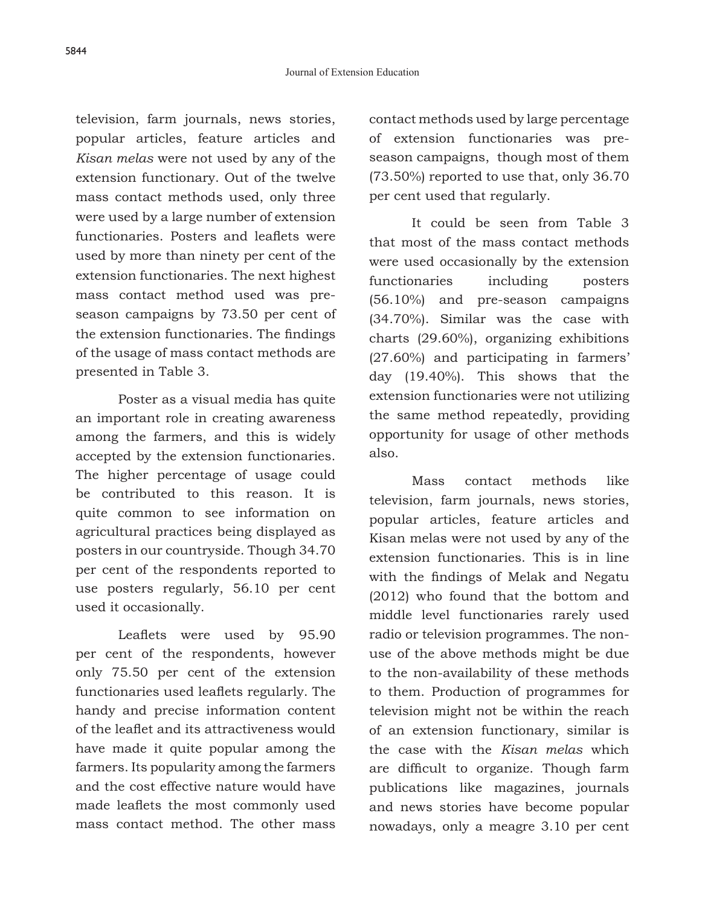television, farm journals, news stories, popular articles, feature articles and *Kisan melas* were not used by any of the extension functionary. Out of the twelve mass contact methods used, only three were used by a large number of extension functionaries. Posters and leaflets were used by more than ninety per cent of the extension functionaries. The next highest mass contact method used was pre-season campaigns by 73.50 per cent of the extension functionaries. The findings of the usage of mass contact methods are presented in Table 3.

Poster as a visual media has quite an important role in creating awareness among the farmers, and this is widely accepted by the extension functionaries. The higher percentage of usage could be contributed to this reason. It is quite common to see information on agricultural practices being displayed as posters in our countryside. Though 34.70 per cent of the respondents reported to use posters regularly, 56.10 per cent used it occasionally.

Leaflets were used by 95.90 per cent of the respondents, however only 75.50 per cent of the extension functionaries used leaflets regularly. The handy and precise information content of the leaflet and its attractiveness would have made it quite popular among the farmers. Its popularity among the farmers and the cost effective nature would have made leaflets the most commonly used mass contact method. The other mass contact methods used by large percentage of extension functionaries was pre-season campaigns, though most of them (73.50%) reported to use that, only 36.70 per cent used that regularly.

It could be seen from Table 3 that most of the mass contact methods were used occasionally by the extension functionaries including posters (56.10%) and pre-season campaigns (34.70%). Similar was the case with charts (29.60%), organizing exhibitions (27.60%) and participating in farmers' day (19.40%). This shows that the extension functionaries were not utilizing the same method repeatedly, providing opportunity for usage of other methods also.

Mass contact methods like television, farm journals, news stories, popular articles, feature articles and Kisan melas were not used by any of the extension functionaries. This is in line with the findings of Melak and Negatu (2012) who found that the bottom and middle level functionaries rarely used radio or television programmes. The non-use of the above methods might be due to the non-availability of these methods to them. Production of programmes for television might not be within the reach of an extension functionary, similar is the case with the *Kisan melas* which are difficult to organize. Though farm publications like magazines, journals and news stories have become popular nowadays, only a meagre 3.10 per cent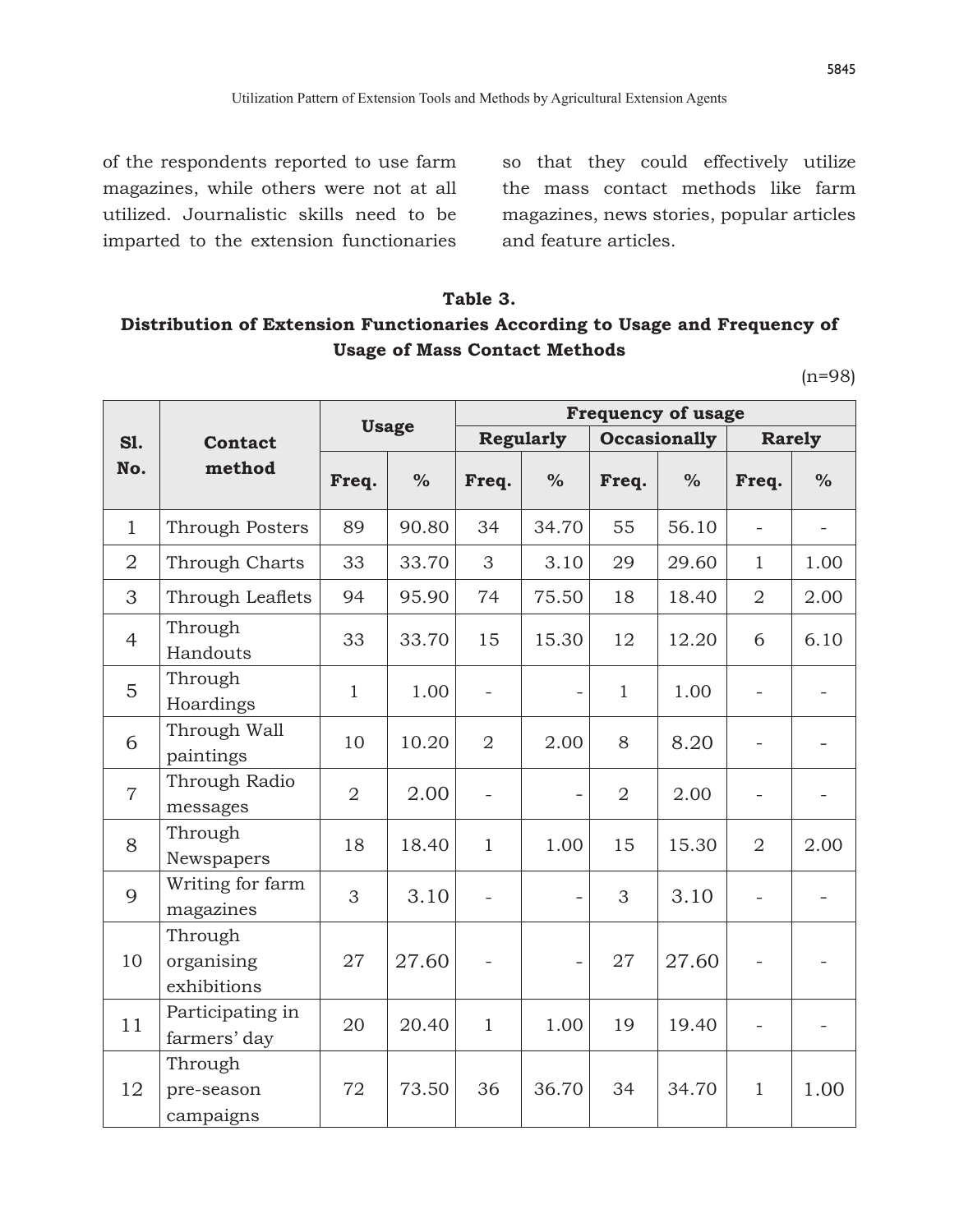of the respondents reported to use farm magazines, while others were not at all utilized. Journalistic skills need to be imparted to the extension functionaries so that they could effectively utilize the mass contact methods like farm magazines, news stories, popular articles and feature articles.

**Table 3.**
**Distribution of Extension Functionaries According to Usage and Frequency of Usage of Mass Contact Methods**

(n=98)

| Sl. No. | Contact method | Usage | | Frequency of usage | | | | | |
|---|---|---|---|---|---|---|---|---|---|
| | | | | Regularly | | Occasionally | | Rarely | |
| | | Freq. | % | Freq. | % | Freq. | % | Freq. | % |
| 1 | Through Posters | 89 | 90.80 | 34 | 34.70 | 55 | 56.10 | - | - |
| 2 | Through Charts | 33 | 33.70 | 3 | 3.10 | 29 | 29.60 | 1 | 1.00 |
| 3 | Through Leaflets | 94 | 95.90 | 74 | 75.50 | 18 | 18.40 | 2 | 2.00 |
| 4 | Through Handouts | 33 | 33.70 | 15 | 15.30 | 12 | 12.20 | 6 | 6.10 |
| 5 | Through Hoardings | 1 | 1.00 | - | - | 1 | 1.00 | - | - |
| 6 | Through Wall paintings | 10 | 10.20 | 2 | 2.00 | 8 | 8.20 | - | - |
| 7 | Through Radio messages | 2 | 2.00 | - | - | 2 | 2.00 | - | - |
| 8 | Through Newspapers | 18 | 18.40 | 1 | 1.00 | 15 | 15.30 | 2 | 2.00 |
| 9 | Writing for farm magazines | 3 | 3.10 | - | - | 3 | 3.10 | - | - |
| 10 | Through organising exhibitions | 27 | 27.60 | - | - | 27 | 27.60 | - | - |
| 11 | Participating in farmers' day | 20 | 20.40 | 1 | 1.00 | 19 | 19.40 | - | - |
| 12 | Through pre-season campaigns | 72 | 73.50 | 36 | 36.70 | 34 | 34.70 | 1 | 1.00 |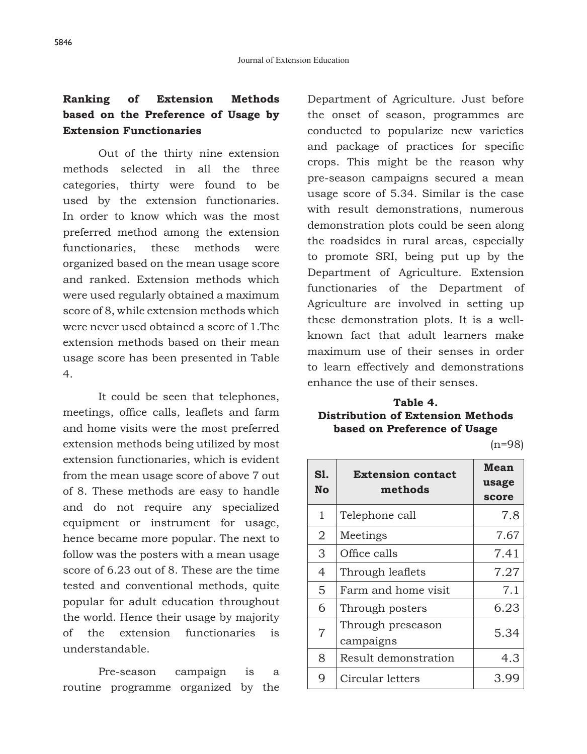### Ranking of Extension Methods based on the Preference of Usage by Extension Functionaries

Out of the thirty nine extension methods selected in all the three categories, thirty were found to be used by the extension functionaries. In order to know which was the most preferred method among the extension functionaries, these methods were organized based on the mean usage score and ranked. Extension methods which were used regularly obtained a maximum score of 8, while extension methods which were never used obtained a score of 1.The extension methods based on their mean usage score has been presented in Table 4.

It could be seen that telephones, meetings, office calls, leaflets and farm and home visits were the most preferred extension methods being utilized by most extension functionaries, which is evident from the mean usage score of above 7 out of 8. These methods are easy to handle and do not require any specialized equipment or instrument for usage, hence became more popular. The next to follow was the posters with a mean usage score of 6.23 out of 8. These are the time tested and conventional methods, quite popular for adult education throughout the world. Hence their usage by majority of the extension functionaries is understandable.

Pre-season campaign is a routine programme organized by the Department of Agriculture. Just before the onset of season, programmes are conducted to popularize new varieties and package of practices for specific crops. This might be the reason why pre-season campaigns secured a mean usage score of 5.34. Similar is the case with result demonstrations, numerous demonstration plots could be seen along the roadsides in rural areas, especially to promote SRI, being put up by the Department of Agriculture. Extension functionaries of the Department of Agriculture are involved in setting up these demonstration plots. It is a well-known fact that adult learners make maximum use of their senses in order to learn effectively and demonstrations enhance the use of their senses.

**Table 4. Distribution of Extension Methods based on Preference of Usage**

(n=98)

| Sl. No | Extension contact methods | Mean usage score |
|---|---|---|
| 1 | Telephone call | 7.8 |
| 2 | Meetings | 7.67 |
| 3 | Office calls | 7.41 |
| 4 | Through leaflets | 7.27 |
| 5 | Farm and home visit | 7.1 |
| 6 | Through posters | 6.23 |
| 7 | Through preseason campaigns | 5.34 |
| 8 | Result demonstration | 4.3 |
| 9 | Circular letters | 3.99 |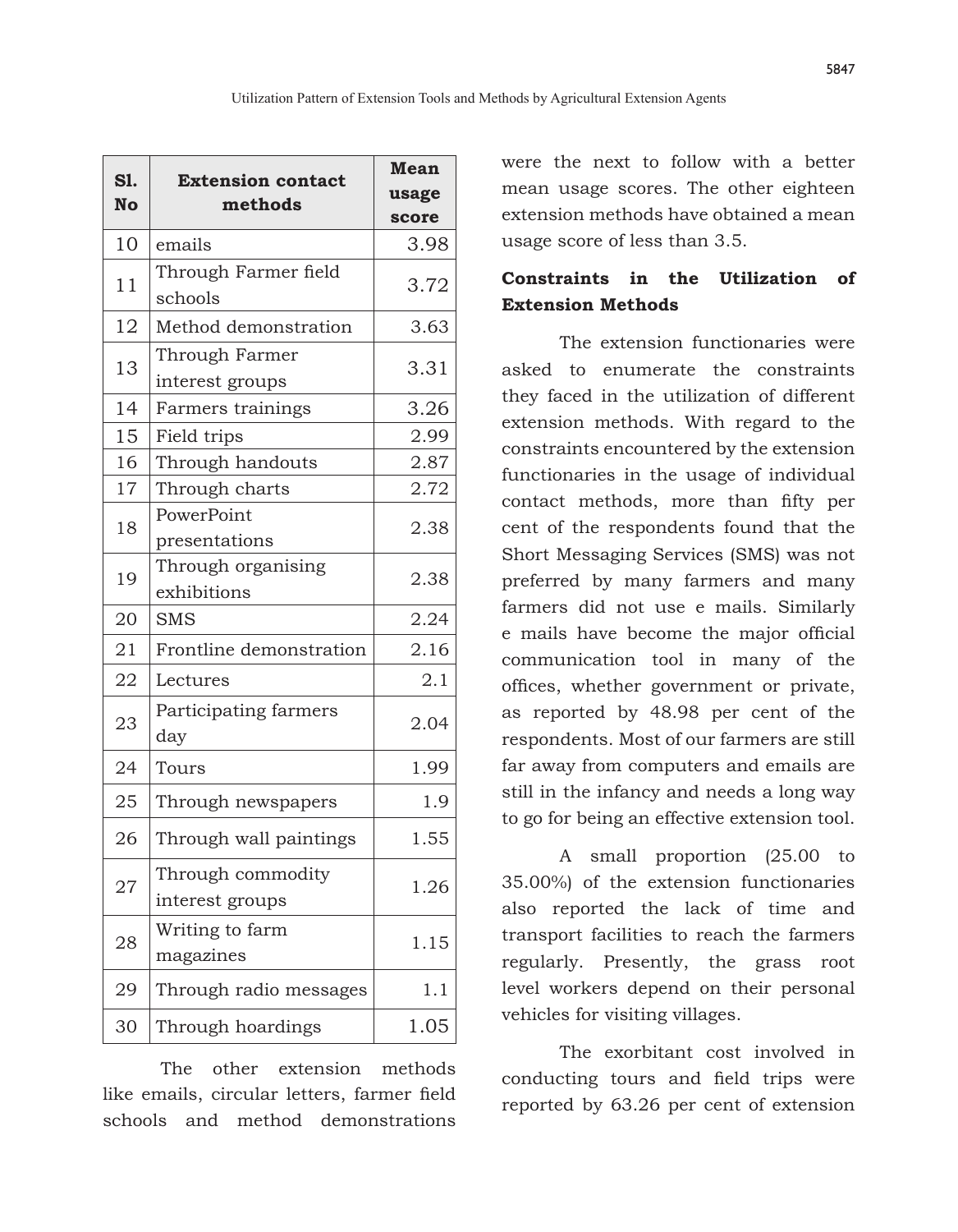| Sl. No | Extension contact methods | Mean usage score |
|---|---|---|
| 10 | emails | 3.98 |
| 11 | Through Farmer field schools | 3.72 |
| 12 | Method demonstration | 3.63 |
| 13 | Through Farmer interest groups | 3.31 |
| 14 | Farmers trainings | 3.26 |
| 15 | Field trips | 2.99 |
| 16 | Through handouts | 2.87 |
| 17 | Through charts | 2.72 |
| 18 | PowerPoint presentations | 2.38 |
| 19 | Through organising exhibitions | 2.38 |
| 20 | SMS | 2.24 |
| 21 | Frontline demonstration | 2.16 |
| 22 | Lectures | 2.1 |
| 23 | Participating farmers day | 2.04 |
| 24 | Tours | 1.99 |
| 25 | Through newspapers | 1.9 |
| 26 | Through wall paintings | 1.55 |
| 27 | Through commodity interest groups | 1.26 |
| 28 | Writing to farm magazines | 1.15 |
| 29 | Through radio messages | 1.1 |
| 30 | Through hoardings | 1.05 |

The other extension methods like emails, circular letters, farmer field schools and method demonstrations were the next to follow with a better mean usage scores. The other eighteen extension methods have obtained a mean usage score of less than 3.5.

**Constraints in the Utilization of Extension Methods**

The extension functionaries were asked to enumerate the constraints they faced in the utilization of different extension methods. With regard to the constraints encountered by the extension functionaries in the usage of individual contact methods, more than fifty per cent of the respondents found that the Short Messaging Services (SMS) was not preferred by many farmers and many farmers did not use e mails. Similarly e mails have become the major official communication tool in many of the offices, whether government or private, as reported by 48.98 per cent of the respondents. Most of our farmers are still far away from computers and emails are still in the infancy and needs a long way to go for being an effective extension tool.

A small proportion (25.00 to 35.00%) of the extension functionaries also reported the lack of time and transport facilities to reach the farmers regularly. Presently, the grass root level workers depend on their personal vehicles for visiting villages.

The exorbitant cost involved in conducting tours and field trips were reported by 63.26 per cent of extension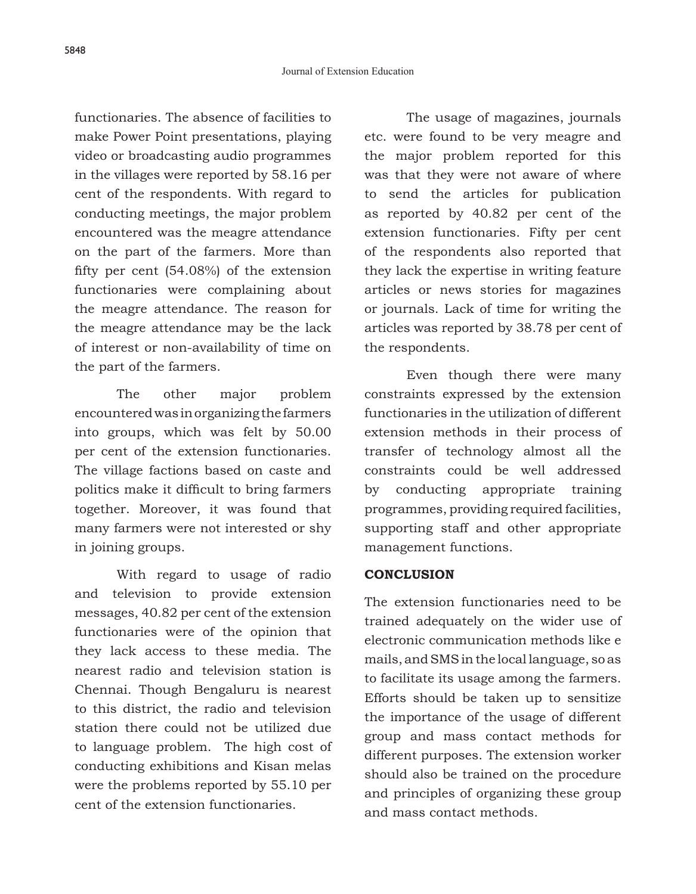functionaries. The absence of facilities to make Power Point presentations, playing video or broadcasting audio programmes in the villages were reported by 58.16 per cent of the respondents. With regard to conducting meetings, the major problem encountered was the meagre attendance on the part of the farmers. More than fifty per cent (54.08%) of the extension functionaries were complaining about the meagre attendance. The reason for the meagre attendance may be the lack of interest or non-availability of time on the part of the farmers.

The other major problem encountered was in organizing the farmers into groups, which was felt by 50.00 per cent of the extension functionaries. The village factions based on caste and politics make it difficult to bring farmers together. Moreover, it was found that many farmers were not interested or shy in joining groups.

With regard to usage of radio and television to provide extension messages, 40.82 per cent of the extension functionaries were of the opinion that they lack access to these media. The nearest radio and television station is Chennai. Though Bengaluru is nearest to this district, the radio and television station there could not be utilized due to language problem. The high cost of conducting exhibitions and Kisan melas were the problems reported by 55.10 per cent of the extension functionaries.

The usage of magazines, journals etc. were found to be very meagre and the major problem reported for this was that they were not aware of where to send the articles for publication as reported by 40.82 per cent of the extension functionaries. Fifty per cent of the respondents also reported that they lack the expertise in writing feature articles or news stories for magazines or journals. Lack of time for writing the articles was reported by 38.78 per cent of the respondents.

Even though there were many constraints expressed by the extension functionaries in the utilization of different extension methods in their process of transfer of technology almost all the constraints could be well addressed by conducting appropriate training programmes, providing required facilities, supporting staff and other appropriate management functions.

## CONCLUSION

The extension functionaries need to be trained adequately on the wider use of electronic communication methods like e mails, and SMS in the local language, so as to facilitate its usage among the farmers. Efforts should be taken up to sensitize the importance of the usage of different group and mass contact methods for different purposes. The extension worker should also be trained on the procedure and principles of organizing these group and mass contact methods.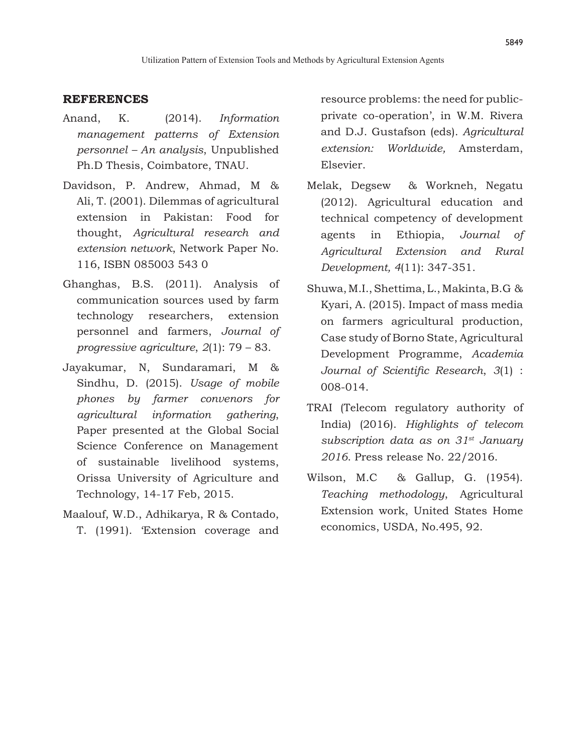## REFERENCES

Anand, K. (2014). *Information management patterns of Extension personnel – An analysis*, Unpublished Ph.D Thesis, Coimbatore, TNAU.

Davidson, P. Andrew, Ahmad, M & Ali, T. (2001). Dilemmas of agricultural extension in Pakistan: Food for thought, *Agricultural research and extension network*, Network Paper No. 116, ISBN 085003 543 0

Ghanghas, B.S. (2011). Analysis of communication sources used by farm technology researchers, extension personnel and farmers, *Journal of progressive agriculture*, *2*(1): 79 – 83.

Jayakumar, N, Sundaramari, M & Sindhu, D. (2015). *Usage of mobile phones by farmer convenors for agricultural information gathering*, Paper presented at the Global Social Science Conference on Management of sustainable livelihood systems, Orissa University of Agriculture and Technology, 14-17 Feb, 2015.

Maalouf, W.D., Adhikarya, R & Contado, T. (1991). 'Extension coverage and resource problems: the need for public-private co-operation', in W.M. Rivera and D.J. Gustafson (eds). *Agricultural extension: Worldwide,* Amsterdam, Elsevier.

Melak, Degsew & Workneh, Negatu (2012). Agricultural education and technical competency of development agents in Ethiopia, *Journal of Agricultural Extension and Rural Development, 4*(11): 347-351.

Shuwa, M.I., Shettima, L., Makinta, B.G & Kyari, A. (2015). Impact of mass media on farmers agricultural production, Case study of Borno State, Agricultural Development Programme, *Academia Journal of Scientific Research*, *3*(1) : 008-014.

TRAI (Telecom regulatory authority of India) (2016). *Highlights of telecom subscription data as on 31st January 2016*. Press release No. 22/2016.

Wilson, M.C & Gallup, G. (1954). *Teaching methodology*, Agricultural Extension work, United States Home economics, USDA, No.495, 92.